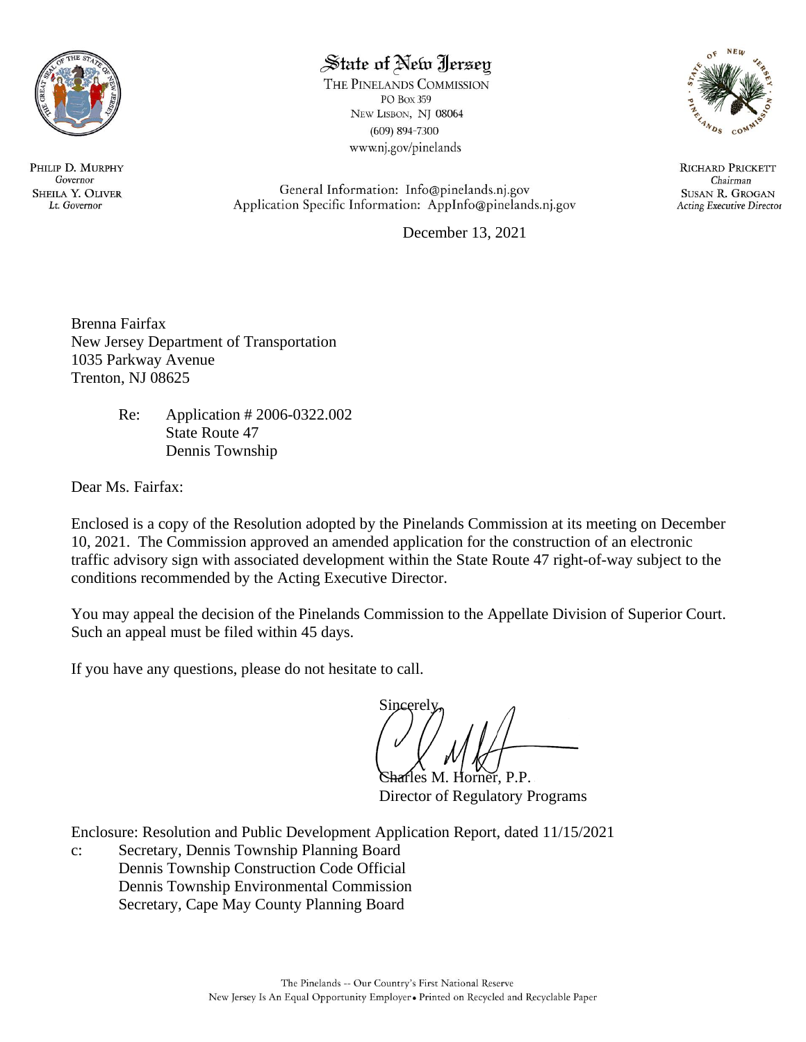# State of New Jersey

THE PINELANDS COMMISSION
PO Box 359
New Lisbon, NJ 08064
(609) 894-7300
www.nj.gov/pinelands

PHILIP D. MURPHY
*Governor*
SHEILA Y. OLIVER
*Lt. Governor*

General Information: Info@pinelands.nj.gov
Application Specific Information: AppInfo@pinelands.nj.gov

RICHARD PRICKETT
*Chairman*
SUSAN R. GROGAN
*Acting Executive Director*

December 13, 2021

Brenna Fairfax
New Jersey Department of Transportation
1035 Parkway Avenue
Trenton, NJ 08625

Re: Application # 2006-0322.002
State Route 47
Dennis Township

Dear Ms. Fairfax:

Enclosed is a copy of the Resolution adopted by the Pinelands Commission at its meeting on December 10, 2021. The Commission approved an amended application for the construction of an electronic traffic advisory sign with associated development within the State Route 47 right-of-way subject to the conditions recommended by the Acting Executive Director.

You may appeal the decision of the Pinelands Commission to the Appellate Division of Superior Court. Such an appeal must be filed within 45 days.

If you have any questions, please do not hesitate to call.

Sincerely,

Charles M. Horner, P.P.
Director of Regulatory Programs

Enclosure: Resolution and Public Development Application Report, dated 11/15/2021

c: Secretary, Dennis Township Planning Board
Dennis Township Construction Code Official
Dennis Township Environmental Commission
Secretary, Cape May County Planning Board

The Pinelands -- Our Country's First National Reserve
New Jersey Is An Equal Opportunity Employer • Printed on Recycled and Recyclable Paper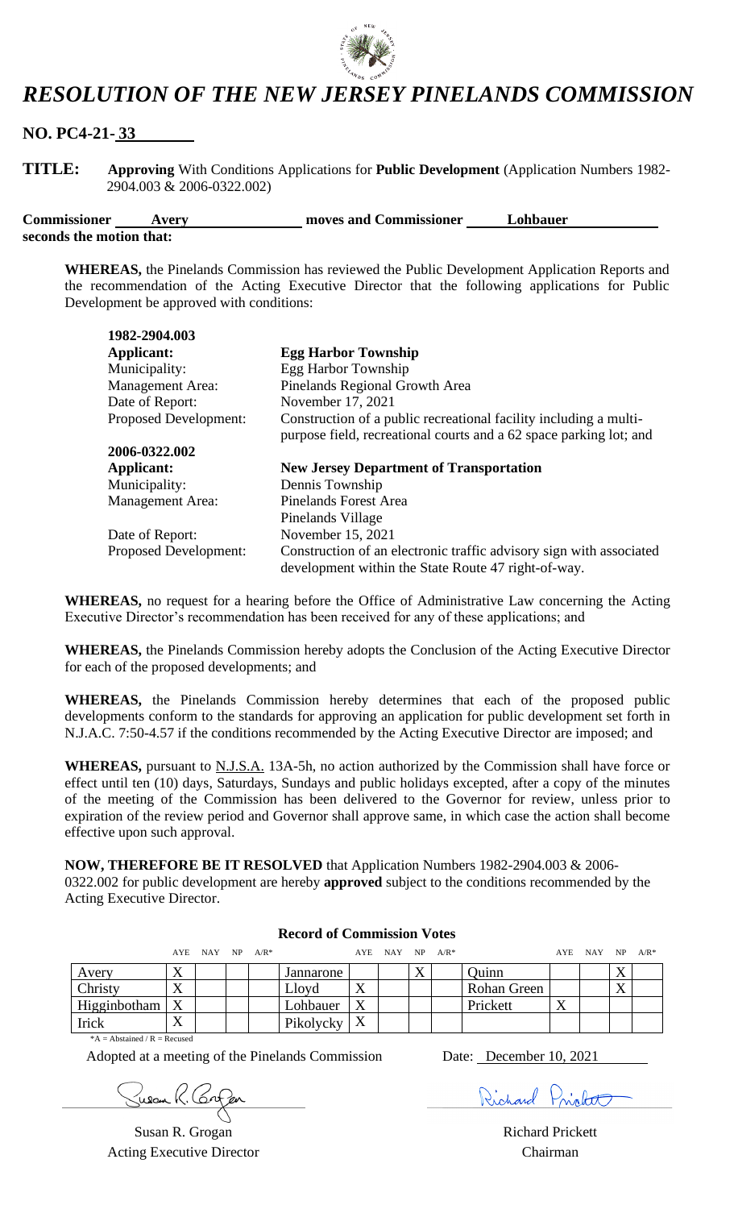# *RESOLUTION OF THE NEW JERSEY PINELANDS COMMISSION*

## NO. PC4-21- 33

**TITLE:** **Approving** With Conditions Applications for **Public Development** (Application Numbers 1982-2904.003 & 2006-0322.002)

**Commissioner** Avery **moves and Commissioner** Lohbauer **seconds the motion that:**

**WHEREAS,** the Pinelands Commission has reviewed the Public Development Application Reports and the recommendation of the Acting Executive Director that the following applications for Public Development be approved with conditions:

**1982-2904.003**

| | |
|---|---|
| **Applicant:** | **Egg Harbor Township** |
| Municipality: | Egg Harbor Township |
| Management Area: | Pinelands Regional Growth Area |
| Date of Report: | November 17, 2021 |
| Proposed Development: | Construction of a public recreational facility including a multi-purpose field, recreational courts and a 62 space parking lot; and |

**2006-0322.002**

| | |
|---|---|
| **Applicant:** | **New Jersey Department of Transportation** |
| Municipality: | Dennis Township |
| Management Area: | Pinelands Forest Area<br>Pinelands Village |
| Date of Report: | November 15, 2021 |
| Proposed Development: | Construction of an electronic traffic advisory sign with associated development within the State Route 47 right-of-way. |

**WHEREAS,** no request for a hearing before the Office of Administrative Law concerning the Acting Executive Director's recommendation has been received for any of these applications; and

**WHEREAS,** the Pinelands Commission hereby adopts the Conclusion of the Acting Executive Director for each of the proposed developments; and

**WHEREAS,** the Pinelands Commission hereby determines that each of the proposed public developments conform to the standards for approving an application for public development set forth in N.J.A.C. 7:50-4.57 if the conditions recommended by the Acting Executive Director are imposed; and

**WHEREAS,** pursuant to N.J.S.A. 13A-5h, no action authorized by the Commission shall have force or effect until ten (10) days, Saturdays, Sundays and public holidays excepted, after a copy of the minutes of the meeting of the Commission has been delivered to the Governor for review, unless prior to expiration of the review period and Governor shall approve same, in which case the action shall become effective upon such approval.

**NOW, THEREFORE BE IT RESOLVED** that Application Numbers 1982-2904.003 & 2006-0322.002 for public development are hereby **approved** subject to the conditions recommended by the Acting Executive Director.

**Record of Commission Votes**

| | AYE | NAY | NP | A/R* | | AYE | NAY | NP | A/R* | | AYE | NAY | NP | A/R* |
|---|---|---|---|---|---|---|---|---|---|---|---|---|---|---|
| Avery | X | | | | Jannarone | | | X | | Quinn | | | X | |
| Christy | X | | | | Lloyd | X | | | | Rohan Green | | | X | |
| Higginbotham | X | | | | Lohbauer | X | | | | Prickett | X | | | |
| Irick | X | | | | Pikolycky | X | | | | | | | | |

*A = Abstained / R = Recused

Adopted at a meeting of the Pinelands Commission Date: December 10, 2021

Susan R. Grogan
Acting Executive Director

Richard Prickett
Chairman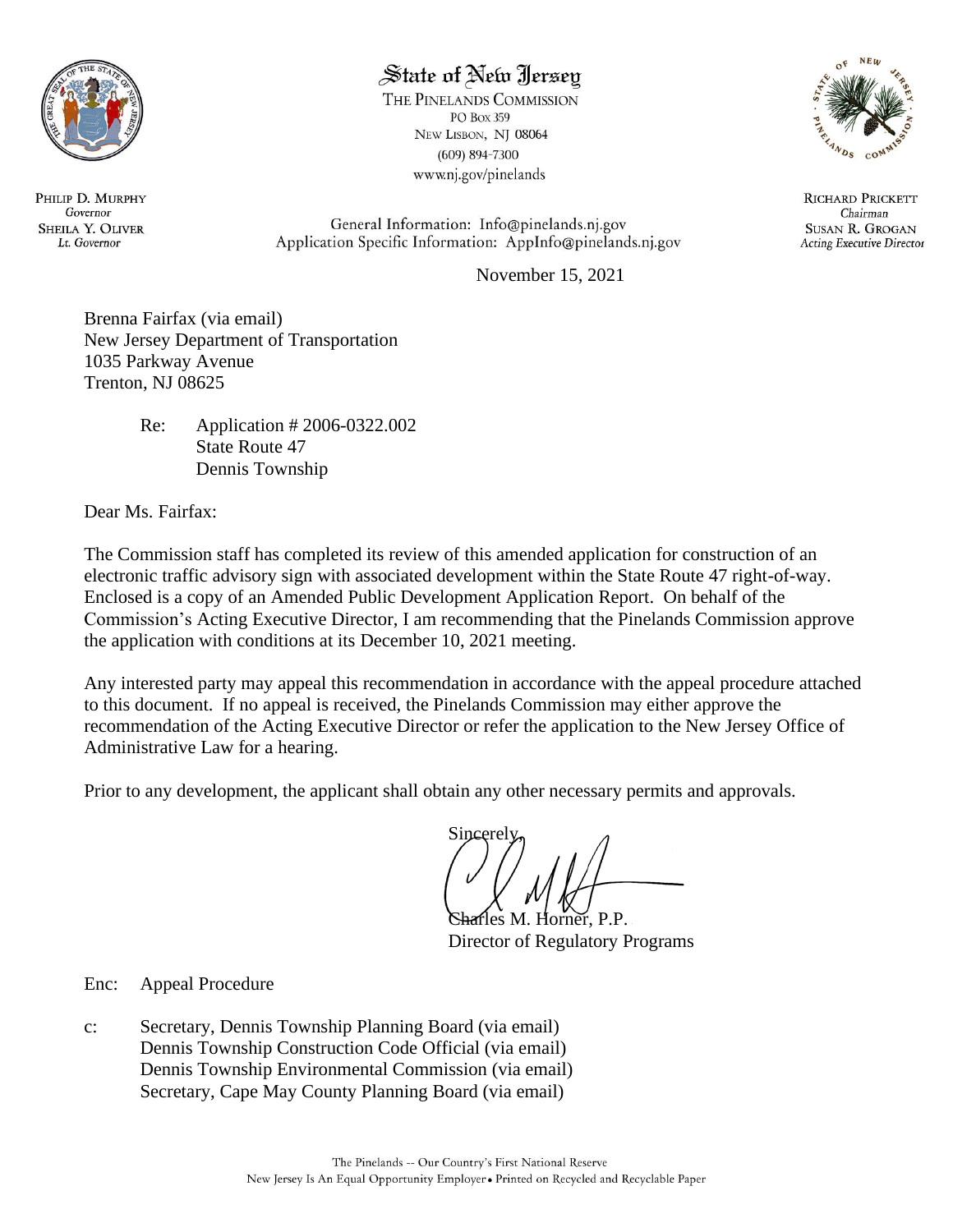# State of New Jersey

THE PINELANDS COMMISSION
PO Box 359
NEW LISBON, NJ 08064
(609) 894-7300
www.nj.gov/pinelands

PHILIP D. MURPHY
*Governor*
SHEILA Y. OLIVER
*Lt. Governor*

General Information: Info@pinelands.nj.gov
Application Specific Information: AppInfo@pinelands.nj.gov

RICHARD PRICKETT
*Chairman*
SUSAN R. GROGAN
*Acting Executive Director*

November 15, 2021

Brenna Fairfax (via email)
New Jersey Department of Transportation
1035 Parkway Avenue
Trenton, NJ 08625

Re: Application # 2006-0322.002
State Route 47
Dennis Township

Dear Ms. Fairfax:

The Commission staff has completed its review of this amended application for construction of an electronic traffic advisory sign with associated development within the State Route 47 right-of-way. Enclosed is a copy of an Amended Public Development Application Report. On behalf of the Commission's Acting Executive Director, I am recommending that the Pinelands Commission approve the application with conditions at its December 10, 2021 meeting.

Any interested party may appeal this recommendation in accordance with the appeal procedure attached to this document. If no appeal is received, the Pinelands Commission may either approve the recommendation of the Acting Executive Director or refer the application to the New Jersey Office of Administrative Law for a hearing.

Prior to any development, the applicant shall obtain any other necessary permits and approvals.

Sincerely,

Charles M. Horner, P.P.
Director of Regulatory Programs

Enc: Appeal Procedure

c: Secretary, Dennis Township Planning Board (via email)
Dennis Township Construction Code Official (via email)
Dennis Township Environmental Commission (via email)
Secretary, Cape May County Planning Board (via email)

The Pinelands -- Our Country's First National Reserve
New Jersey Is An Equal Opportunity Employer • Printed on Recycled and Recyclable Paper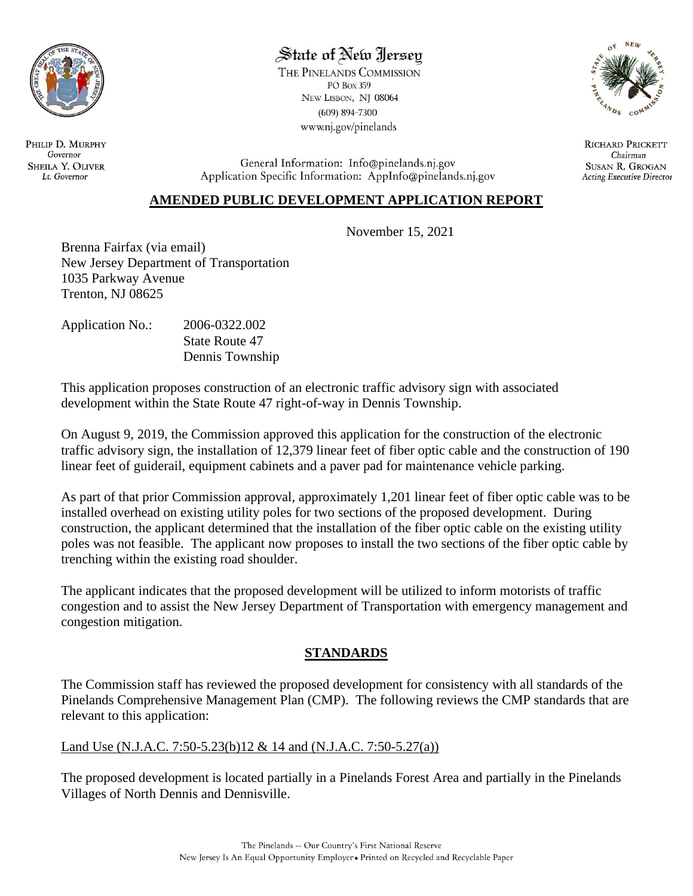State of New Jersey

THE PINELANDS COMMISSION
PO BOX 359
NEW LISBON, NJ 08064
(609) 894-7300
www.nj.gov/pinelands

PHILIP D. MURPHY
*Governor*
SHEILA Y. OLIVER
*Lt. Governor*

General Information: Info@pinelands.nj.gov
Application Specific Information: AppInfo@pinelands.nj.gov

RICHARD PRICKETT
*Chairman*
SUSAN R. GROGAN
*Acting Executive Director*

## AMENDED PUBLIC DEVELOPMENT APPLICATION REPORT

November 15, 2021

Brenna Fairfax (via email)
New Jersey Department of Transportation
1035 Parkway Avenue
Trenton, NJ 08625

Application No.: 2006-0322.002
State Route 47
Dennis Township

This application proposes construction of an electronic traffic advisory sign with associated development within the State Route 47 right-of-way in Dennis Township.

On August 9, 2019, the Commission approved this application for the construction of the electronic traffic advisory sign, the installation of 12,379 linear feet of fiber optic cable and the construction of 190 linear feet of guiderail, equipment cabinets and a paver pad for maintenance vehicle parking.

As part of that prior Commission approval, approximately 1,201 linear feet of fiber optic cable was to be installed overhead on existing utility poles for two sections of the proposed development. During construction, the applicant determined that the installation of the fiber optic cable on the existing utility poles was not feasible. The applicant now proposes to install the two sections of the fiber optic cable by trenching within the existing road shoulder.

The applicant indicates that the proposed development will be utilized to inform motorists of traffic congestion and to assist the New Jersey Department of Transportation with emergency management and congestion mitigation.

## STANDARDS

The Commission staff has reviewed the proposed development for consistency with all standards of the Pinelands Comprehensive Management Plan (CMP). The following reviews the CMP standards that are relevant to this application:

Land Use (N.J.A.C. 7:50-5.23(b)12 & 14 and (N.J.A.C. 7:50-5.27(a))

The proposed development is located partially in a Pinelands Forest Area and partially in the Pinelands Villages of North Dennis and Dennisville.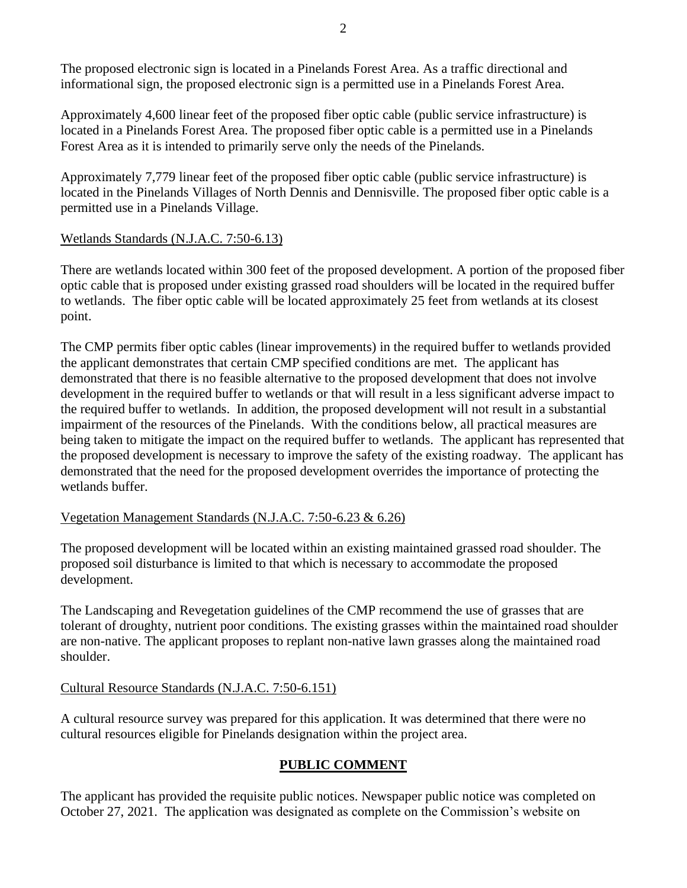The proposed electronic sign is located in a Pinelands Forest Area. As a traffic directional and informational sign, the proposed electronic sign is a permitted use in a Pinelands Forest Area.

Approximately 4,600 linear feet of the proposed fiber optic cable (public service infrastructure) is located in a Pinelands Forest Area. The proposed fiber optic cable is a permitted use in a Pinelands Forest Area as it is intended to primarily serve only the needs of the Pinelands.

Approximately 7,779 linear feet of the proposed fiber optic cable (public service infrastructure) is located in the Pinelands Villages of North Dennis and Dennisville. The proposed fiber optic cable is a permitted use in a Pinelands Village.

Wetlands Standards (N.J.A.C. 7:50-6.13)

There are wetlands located within 300 feet of the proposed development. A portion of the proposed fiber optic cable that is proposed under existing grassed road shoulders will be located in the required buffer to wetlands. The fiber optic cable will be located approximately 25 feet from wetlands at its closest point.

The CMP permits fiber optic cables (linear improvements) in the required buffer to wetlands provided the applicant demonstrates that certain CMP specified conditions are met. The applicant has demonstrated that there is no feasible alternative to the proposed development that does not involve development in the required buffer to wetlands or that will result in a less significant adverse impact to the required buffer to wetlands. In addition, the proposed development will not result in a substantial impairment of the resources of the Pinelands. With the conditions below, all practical measures are being taken to mitigate the impact on the required buffer to wetlands. The applicant has represented that the proposed development is necessary to improve the safety of the existing roadway. The applicant has demonstrated that the need for the proposed development overrides the importance of protecting the wetlands buffer.

Vegetation Management Standards (N.J.A.C. 7:50-6.23 & 6.26)

The proposed development will be located within an existing maintained grassed road shoulder. The proposed soil disturbance is limited to that which is necessary to accommodate the proposed development.

The Landscaping and Revegetation guidelines of the CMP recommend the use of grasses that are tolerant of droughty, nutrient poor conditions. The existing grasses within the maintained road shoulder are non-native. The applicant proposes to replant non-native lawn grasses along the maintained road shoulder.

Cultural Resource Standards (N.J.A.C. 7:50-6.151)

A cultural resource survey was prepared for this application. It was determined that there were no cultural resources eligible for Pinelands designation within the project area.

## PUBLIC COMMENT

The applicant has provided the requisite public notices. Newspaper public notice was completed on October 27, 2021. The application was designated as complete on the Commission's website on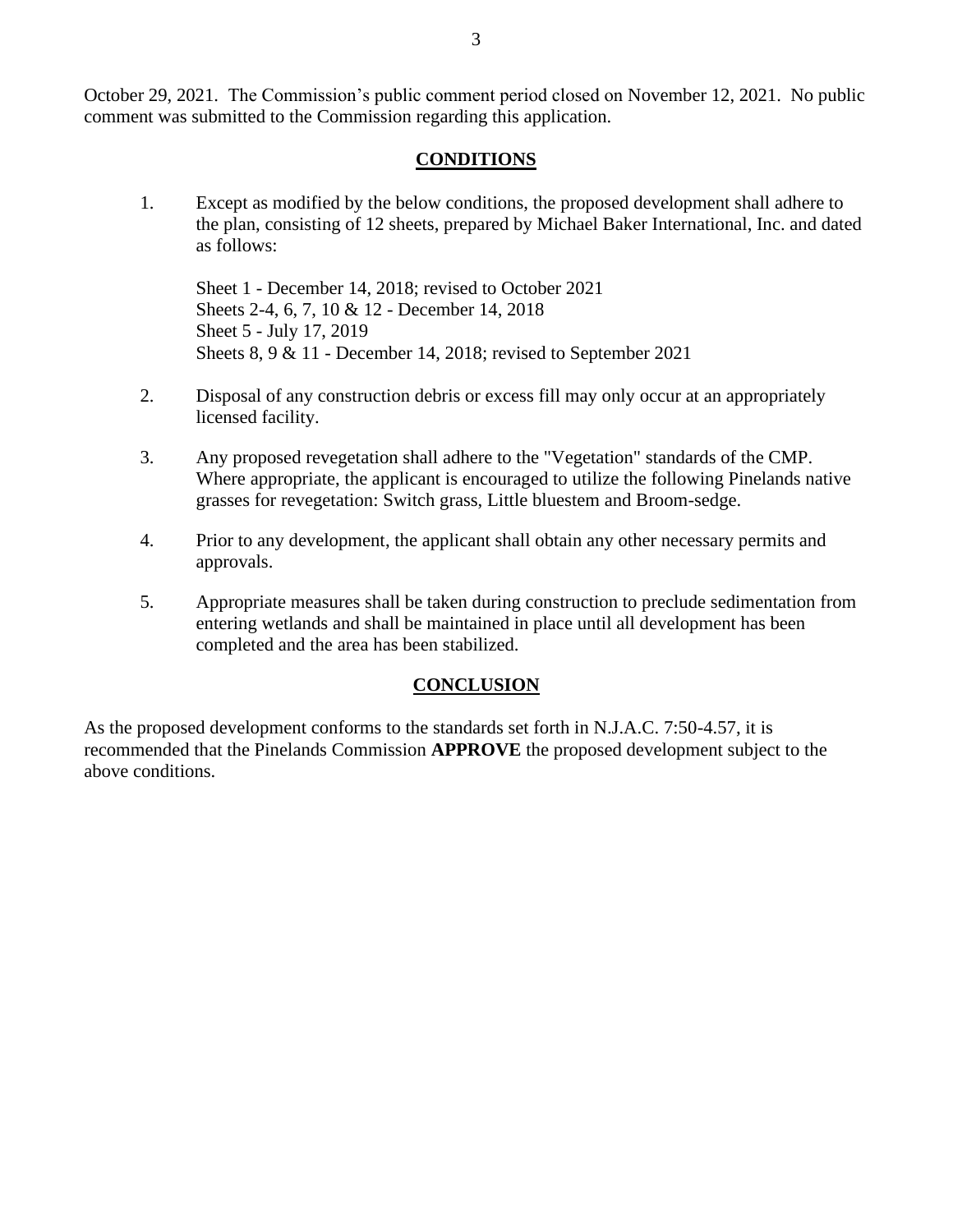October 29, 2021. The Commission's public comment period closed on November 12, 2021. No public comment was submitted to the Commission regarding this application.

## CONDITIONS

1. Except as modified by the below conditions, the proposed development shall adhere to the plan, consisting of 12 sheets, prepared by Michael Baker International, Inc. and dated as follows:

   Sheet 1 - December 14, 2018; revised to October 2021
   Sheets 2-4, 6, 7, 10 & 12 - December 14, 2018
   Sheet 5 - July 17, 2019
   Sheets 8, 9 & 11 - December 14, 2018; revised to September 2021

2. Disposal of any construction debris or excess fill may only occur at an appropriately licensed facility.

3. Any proposed revegetation shall adhere to the "Vegetation" standards of the CMP. Where appropriate, the applicant is encouraged to utilize the following Pinelands native grasses for revegetation: Switch grass, Little bluestem and Broom-sedge.

4. Prior to any development, the applicant shall obtain any other necessary permits and approvals.

5. Appropriate measures shall be taken during construction to preclude sedimentation from entering wetlands and shall be maintained in place until all development has been completed and the area has been stabilized.

## CONCLUSION

As the proposed development conforms to the standards set forth in N.J.A.C. 7:50-4.57, it is recommended that the Pinelands Commission **APPROVE** the proposed development subject to the above conditions.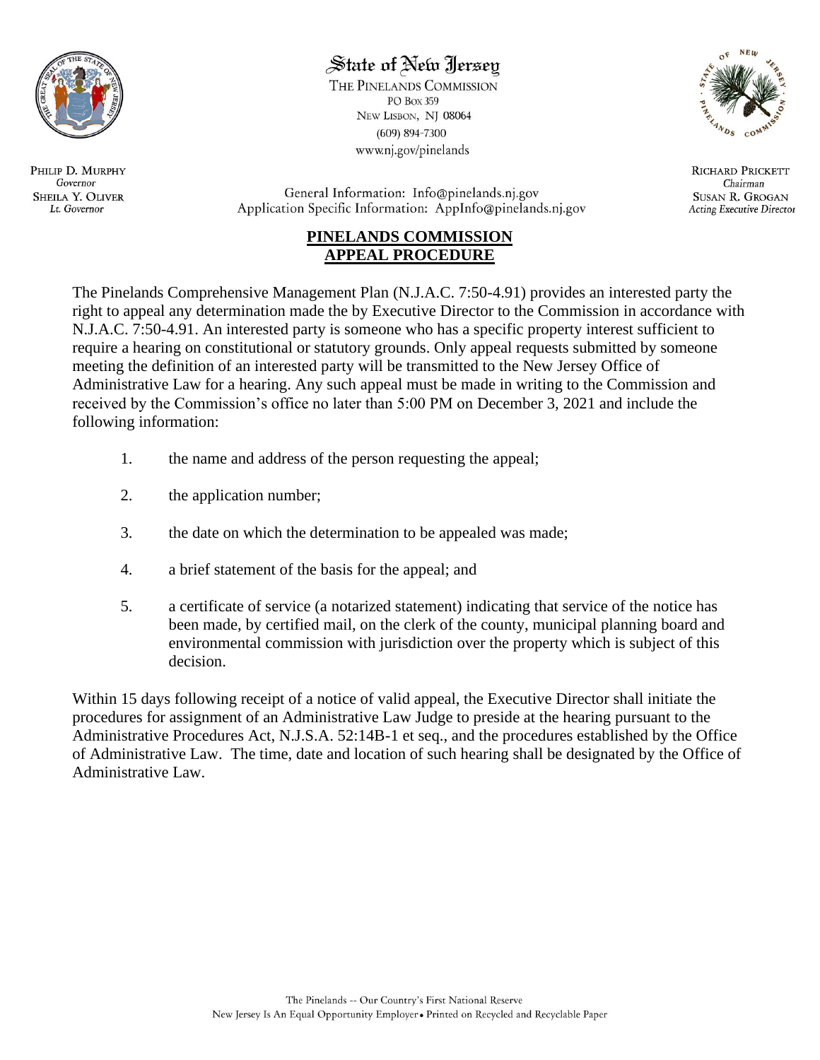State of New Jersey

THE PINELANDS COMMISSION
PO BOX 359
NEW LISBON, NJ 08064
(609) 894-7300
www.nj.gov/pinelands

PHILIP D. MURPHY
*Governor*
SHEILA Y. OLIVER
*Lt. Governor*

RICHARD PRICKETT
*Chairman*
SUSAN R. GROGAN
*Acting Executive Director*

General Information: Info@pinelands.nj.gov
Application Specific Information: AppInfo@pinelands.nj.gov

# PINELANDS COMMISSION APPEAL PROCEDURE

The Pinelands Comprehensive Management Plan (N.J.A.C. 7:50-4.91) provides an interested party the right to appeal any determination made the by Executive Director to the Commission in accordance with N.J.A.C. 7:50-4.91. An interested party is someone who has a specific property interest sufficient to require a hearing on constitutional or statutory grounds. Only appeal requests submitted by someone meeting the definition of an interested party will be transmitted to the New Jersey Office of Administrative Law for a hearing. Any such appeal must be made in writing to the Commission and received by the Commission's office no later than 5:00 PM on December 3, 2021 and include the following information:

1. the name and address of the person requesting the appeal;
2. the application number;
3. the date on which the determination to be appealed was made;
4. a brief statement of the basis for the appeal; and
5. a certificate of service (a notarized statement) indicating that service of the notice has been made, by certified mail, on the clerk of the county, municipal planning board and environmental commission with jurisdiction over the property which is subject of this decision.

Within 15 days following receipt of a notice of valid appeal, the Executive Director shall initiate the procedures for assignment of an Administrative Law Judge to preside at the hearing pursuant to the Administrative Procedures Act, N.J.S.A. 52:14B-1 et seq., and the procedures established by the Office of Administrative Law. The time, date and location of such hearing shall be designated by the Office of Administrative Law.

The Pinelands -- Our Country's First National Reserve
New Jersey Is An Equal Opportunity Employer • Printed on Recycled and Recyclable Paper